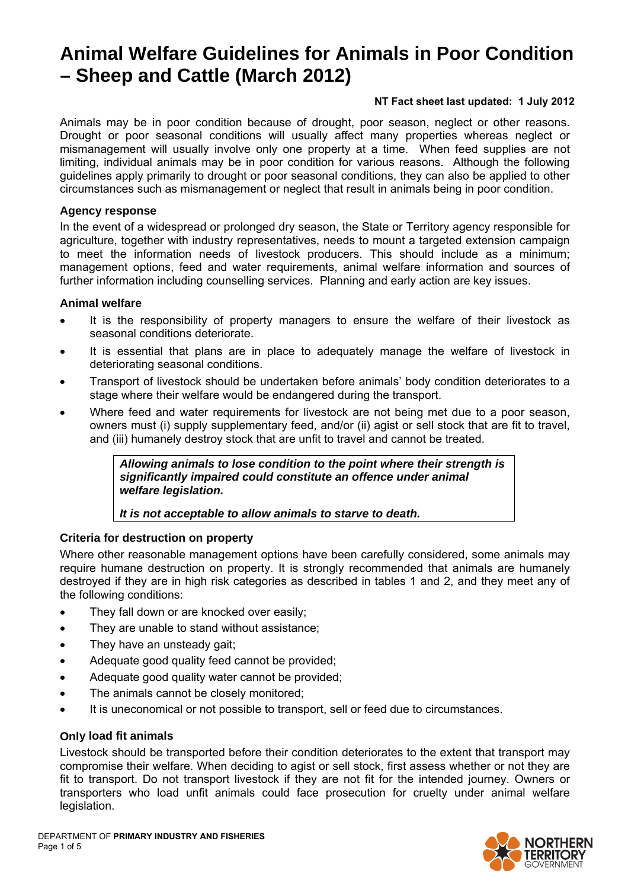# Animal Welfare Guidelines for Animals in Poor Condition – Sheep and Cattle (March 2012)

**NT Fact sheet last updated: 1 July 2012**

Animals may be in poor condition because of drought, poor season, neglect or other reasons. Drought or poor seasonal conditions will usually affect many properties whereas neglect or mismanagement will usually involve only one property at a time. When feed supplies are not limiting, individual animals may be in poor condition for various reasons. Although the following guidelines apply primarily to drought or poor seasonal conditions, they can also be applied to other circumstances such as mismanagement or neglect that result in animals being in poor condition.

### Agency response

In the event of a widespread or prolonged dry season, the State or Territory agency responsible for agriculture, together with industry representatives, needs to mount a targeted extension campaign to meet the information needs of livestock producers. This should include as a minimum; management options, feed and water requirements, animal welfare information and sources of further information including counselling services. Planning and early action are key issues.

### Animal welfare

- It is the responsibility of property managers to ensure the welfare of their livestock as seasonal conditions deteriorate.
- It is essential that plans are in place to adequately manage the welfare of livestock in deteriorating seasonal conditions.
- Transport of livestock should be undertaken before animals' body condition deteriorates to a stage where their welfare would be endangered during the transport.
- Where feed and water requirements for livestock are not being met due to a poor season, owners must (i) supply supplementary feed, and/or (ii) agist or sell stock that are fit to travel, and (iii) humanely destroy stock that are unfit to travel and cannot be treated.

> ***Allowing animals to lose condition to the point where their strength is significantly impaired could constitute an offence under animal welfare legislation.***
>
> ***It is not acceptable to allow animals to starve to death.***

### Criteria for destruction on property

Where other reasonable management options have been carefully considered, some animals may require humane destruction on property. It is strongly recommended that animals are humanely destroyed if they are in high risk categories as described in tables 1 and 2, and they meet any of the following conditions:

- They fall down or are knocked over easily;
- They are unable to stand without assistance;
- They have an unsteady gait;
- Adequate good quality feed cannot be provided;
- Adequate good quality water cannot be provided;
- The animals cannot be closely monitored;
- It is uneconomical or not possible to transport, sell or feed due to circumstances.

### Only load fit animals

Livestock should be transported before their condition deteriorates to the extent that transport may compromise their welfare. When deciding to agist or sell stock, first assess whether or not they are fit to transport. Do not transport livestock if they are not fit for the intended journey. Owners or transporters who load unfit animals could face prosecution for cruelty under animal welfare legislation.

DEPARTMENT OF **PRIMARY INDUSTRY AND FISHERIES**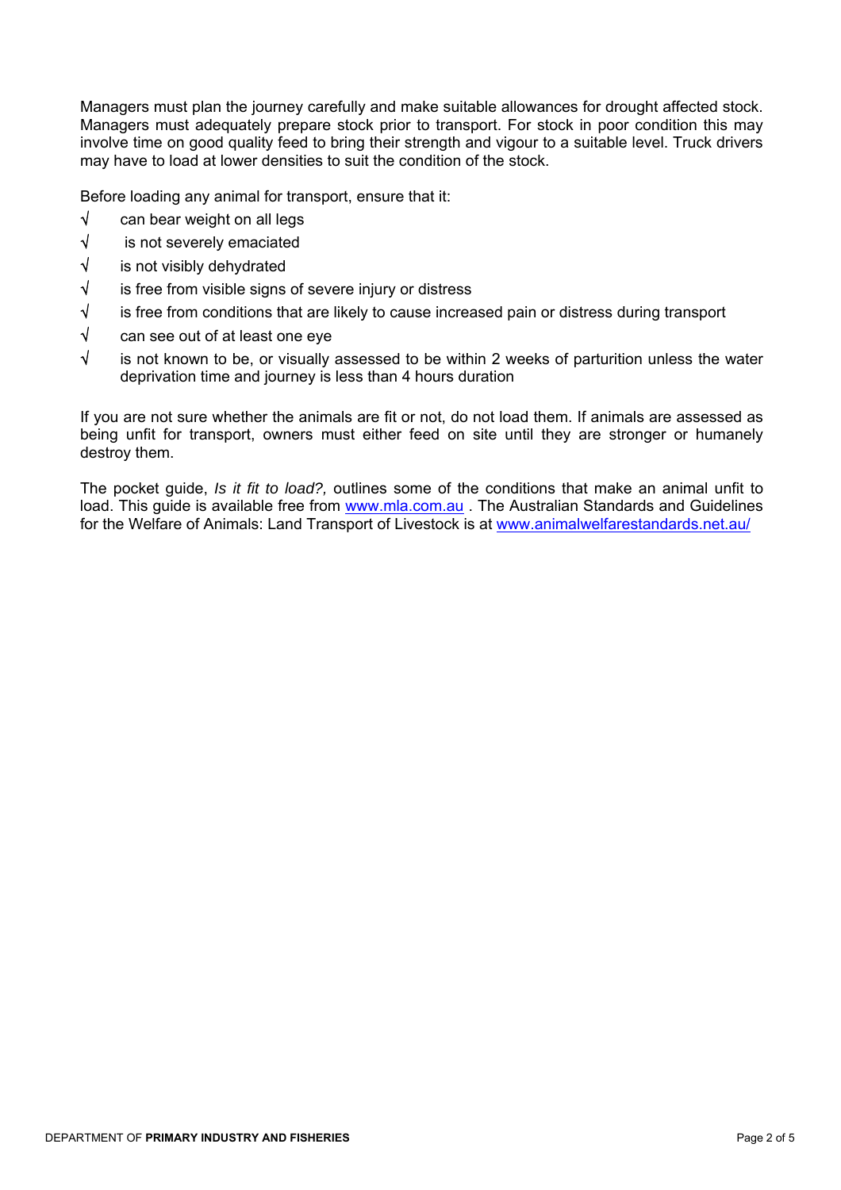Managers must plan the journey carefully and make suitable allowances for drought affected stock. Managers must adequately prepare stock prior to transport. For stock in poor condition this may involve time on good quality feed to bring their strength and vigour to a suitable level. Truck drivers may have to load at lower densities to suit the condition of the stock.

Before loading any animal for transport, ensure that it:

- √ can bear weight on all legs
- √ is not severely emaciated
- √ is not visibly dehydrated
- √ is free from visible signs of severe injury or distress
- √ is free from conditions that are likely to cause increased pain or distress during transport
- √ can see out of at least one eye
- √ is not known to be, or visually assessed to be within 2 weeks of parturition unless the water deprivation time and journey is less than 4 hours duration

If you are not sure whether the animals are fit or not, do not load them. If animals are assessed as being unfit for transport, owners must either feed on site until they are stronger or humanely destroy them.

The pocket guide, *Is it fit to load?,* outlines some of the conditions that make an animal unfit to load. This guide is available free from www.mla.com.au . The Australian Standards and Guidelines for the Welfare of Animals: Land Transport of Livestock is at www.animalwelfarestandards.net.au/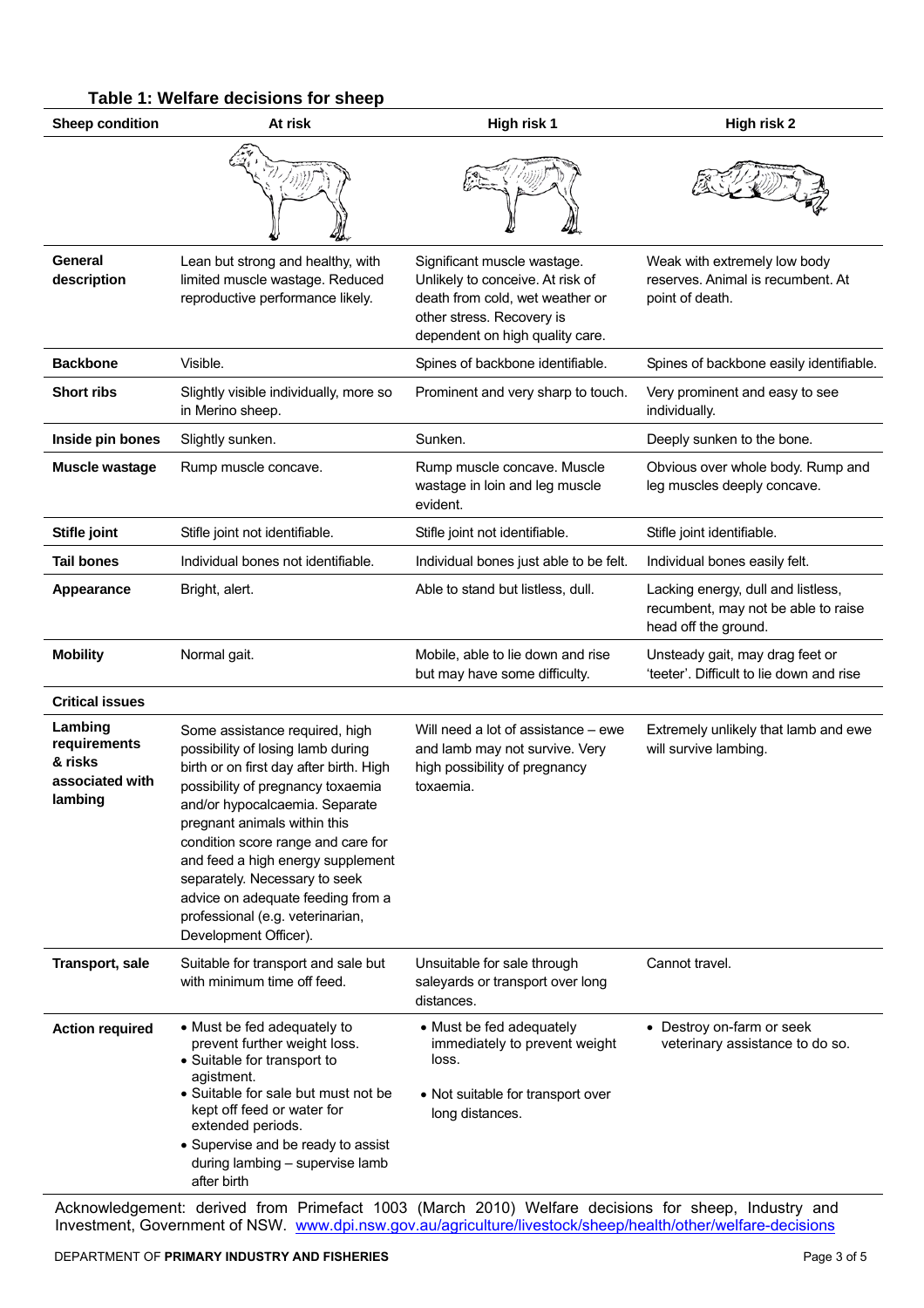### Table 1: Welfare decisions for sheep

| Sheep condition | At risk | High risk 1 | High risk 2 |
|---|---|---|---|
| | | | |
| **General description** | Lean but strong and healthy, with limited muscle wastage. Reduced reproductive performance likely. | Significant muscle wastage. Unlikely to conceive. At risk of death from cold, wet weather or other stress. Recovery is dependent on high quality care. | Weak with extremely low body reserves. Animal is recumbent. At point of death. |
| **Backbone** | Visible. | Spines of backbone identifiable. | Spines of backbone easily identifiable. |
| **Short ribs** | Slightly visible individually, more so in Merino sheep. | Prominent and very sharp to touch. | Very prominent and easy to see individually. |
| **Inside pin bones** | Slightly sunken. | Sunken. | Deeply sunken to the bone. |
| **Muscle wastage** | Rump muscle concave. | Rump muscle concave. Muscle wastage in loin and leg muscle evident. | Obvious over whole body. Rump and leg muscles deeply concave. |
| **Stifle joint** | Stifle joint not identifiable. | Stifle joint not identifiable. | Stifle joint identifiable. |
| **Tail bones** | Individual bones not identifiable. | Individual bones just able to be felt. | Individual bones easily felt. |
| **Appearance** | Bright, alert. | Able to stand but listless, dull. | Lacking energy, dull and listless, recumbent, may not be able to raise head off the ground. |
| **Mobility** | Normal gait. | Mobile, able to lie down and rise but may have some difficulty. | Unsteady gait, may drag feet or 'teeter'. Difficult to lie down and rise |
| **Critical issues** | | | |
| **Lambing requirements & risks associated with lambing** | Some assistance required, high possibility of losing lamb during birth or on first day after birth. High possibility of pregnancy toxaemia and/or hypocalcaemia. Separate pregnant animals within this condition score range and care for and feed a high energy supplement separately. Necessary to seek advice on adequate feeding from a professional (e.g. veterinarian, Development Officer). | Will need a lot of assistance – ewe and lamb may not survive. Very high possibility of pregnancy toxaemia. | Extremely unlikely that lamb and ewe will survive lambing. |
| **Transport, sale** | Suitable for transport and sale but with minimum time off feed. | Unsuitable for sale through saleyards or transport over long distances. | Cannot travel. |
| **Action required** | • Must be fed adequately to prevent further weight loss.<br>• Suitable for transport to agistment.<br>• Suitable for sale but must not be kept off feed or water for extended periods.<br>• Supervise and be ready to assist during lambing – supervise lamb after birth | • Must be fed adequately immediately to prevent weight loss.<br>• Not suitable for transport over long distances. | • Destroy on-farm or seek veterinary assistance to do so. |

Acknowledgement: derived from Primefact 1003 (March 2010) Welfare decisions for sheep, Industry and Investment, Government of NSW. www.dpi.nsw.gov.au/agriculture/livestock/sheep/health/other/welfare-decisions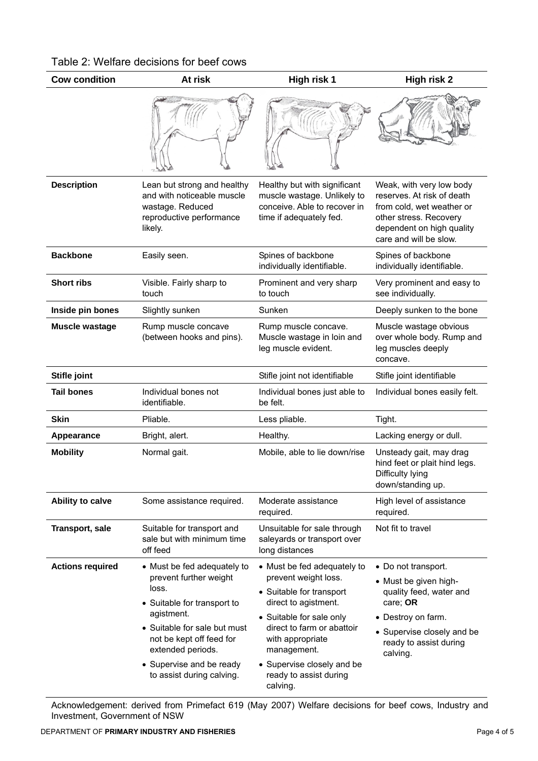Table 2: Welfare decisions for beef cows

| Cow condition | At risk | High risk 1 | High risk 2 |
|---|---|---|---|
| **Description** | Lean but strong and healthy and with noticeable muscle wastage. Reduced reproductive performance likely. | Healthy but with significant muscle wastage. Unlikely to conceive. Able to recover in time if adequately fed. | Weak, with very low body reserves. At risk of death from cold, wet weather or other stress. Recovery dependent on high quality care and will be slow. |
| **Backbone** | Easily seen. | Spines of backbone individually identifiable. | Spines of backbone individually identifiable. |
| **Short ribs** | Visible. Fairly sharp to touch | Prominent and very sharp to touch | Very prominent and easy to see individually. |
| **Inside pin bones** | Slightly sunken | Sunken | Deeply sunken to the bone |
| **Muscle wastage** | Rump muscle concave (between hooks and pins). | Rump muscle concave. Muscle wastage in loin and leg muscle evident. | Muscle wastage obvious over whole body. Rump and leg muscles deeply concave. |
| **Stifle joint** | | Stifle joint not identifiable | Stifle joint identifiable |
| **Tail bones** | Individual bones not identifiable. | Individual bones just able to be felt. | Individual bones easily felt. |
| **Skin** | Pliable. | Less pliable. | Tight. |
| **Appearance** | Bright, alert. | Healthy. | Lacking energy or dull. |
| **Mobility** | Normal gait. | Mobile, able to lie down/rise | Unsteady gait, may drag hind feet or plait hind legs. Difficulty lying down/standing up. |
| **Ability to calve** | Some assistance required. | Moderate assistance required. | High level of assistance required. |
| **Transport, sale** | Suitable for transport and sale but with minimum time off feed | Unsuitable for sale through saleyards or transport over long distances | Not fit to travel |
| **Actions required** | • Must be fed adequately to prevent further weight loss.<br>• Suitable for transport to agistment.<br>• Suitable for sale but must not be kept off feed for extended periods.<br>• Supervise and be ready to assist during calving. | • Must be fed adequately to prevent weight loss.<br>• Suitable for transport direct to agistment.<br>• Suitable for sale only direct to farm or abattoir with appropriate management.<br>• Supervise closely and be ready to assist during calving. | • Do not transport.<br>• Must be given high-quality feed, water and care; **OR**<br>• Destroy on farm.<br>• Supervise closely and be ready to assist during calving. |

Acknowledgement: derived from Primefact 619 (May 2007) Welfare decisions for beef cows, Industry and Investment, Government of NSW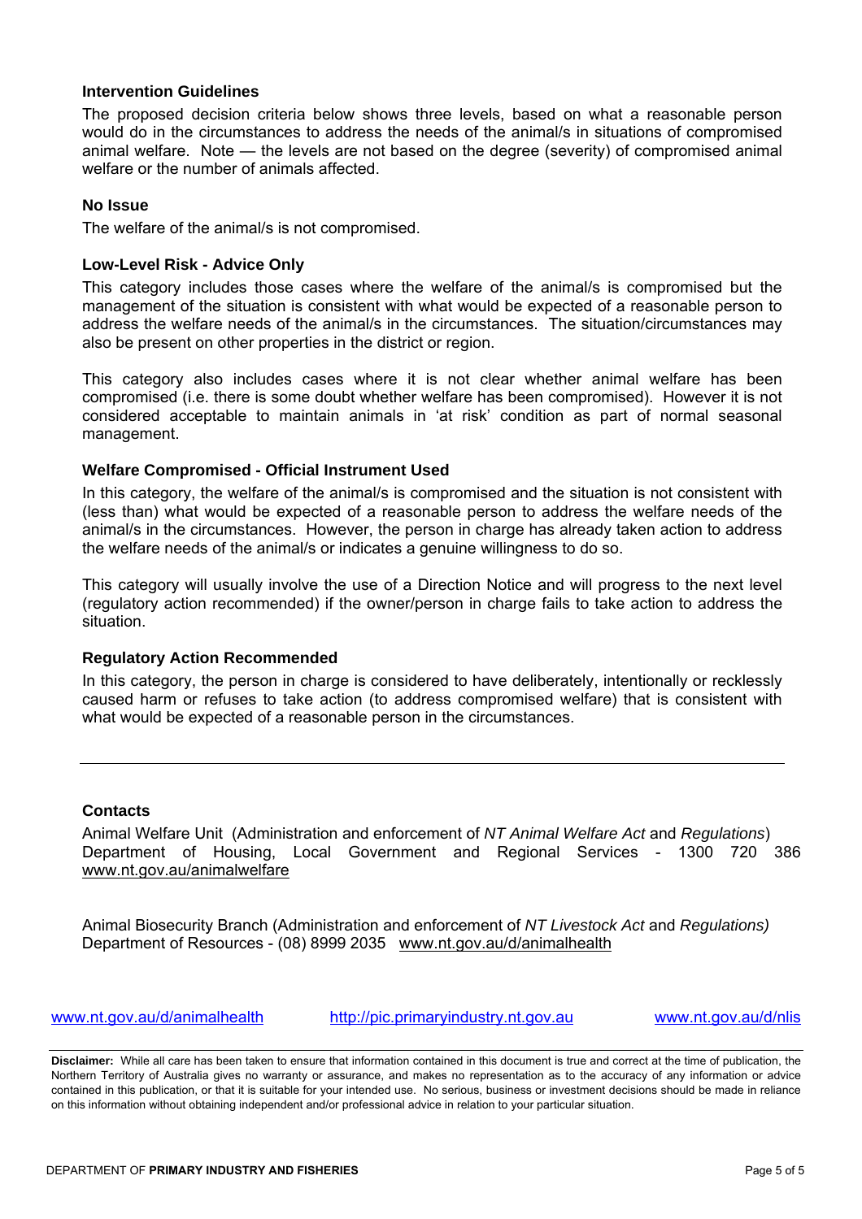### Intervention Guidelines

The proposed decision criteria below shows three levels, based on what a reasonable person would do in the circumstances to address the needs of the animal/s in situations of compromised animal welfare. Note — the levels are not based on the degree (severity) of compromised animal welfare or the number of animals affected.

### No Issue

The welfare of the animal/s is not compromised.

### Low-Level Risk - Advice Only

This category includes those cases where the welfare of the animal/s is compromised but the management of the situation is consistent with what would be expected of a reasonable person to address the welfare needs of the animal/s in the circumstances. The situation/circumstances may also be present on other properties in the district or region.

This category also includes cases where it is not clear whether animal welfare has been compromised (i.e. there is some doubt whether welfare has been compromised). However it is not considered acceptable to maintain animals in 'at risk' condition as part of normal seasonal management.

### Welfare Compromised - Official Instrument Used

In this category, the welfare of the animal/s is compromised and the situation is not consistent with (less than) what would be expected of a reasonable person to address the welfare needs of the animal/s in the circumstances. However, the person in charge has already taken action to address the welfare needs of the animal/s or indicates a genuine willingness to do so.

This category will usually involve the use of a Direction Notice and will progress to the next level (regulatory action recommended) if the owner/person in charge fails to take action to address the situation.

### Regulatory Action Recommended

In this category, the person in charge is considered to have deliberately, intentionally or recklessly caused harm or refuses to take action (to address compromised welfare) that is consistent with what would be expected of a reasonable person in the circumstances.

---

### Contacts

Animal Welfare Unit (Administration and enforcement of *NT Animal Welfare Act* and *Regulations*)
Department of Housing, Local Government and Regional Services - 1300 720 386
www.nt.gov.au/animalwelfare

Animal Biosecurity Branch (Administration and enforcement of *NT Livestock Act* and *Regulations)*
Department of Resources - (08) 8999 2035 www.nt.gov.au/d/animalhealth

www.nt.gov.au/d/animalhealth http://pic.primaryindustry.nt.gov.au www.nt.gov.au/d/nlis

**Disclaimer:** While all care has been taken to ensure that information contained in this document is true and correct at the time of publication, the Northern Territory of Australia gives no warranty or assurance, and makes no representation as to the accuracy of any information or advice contained in this publication, or that it is suitable for your intended use. No serious, business or investment decisions should be made in reliance on this information without obtaining independent and/or professional advice in relation to your particular situation.